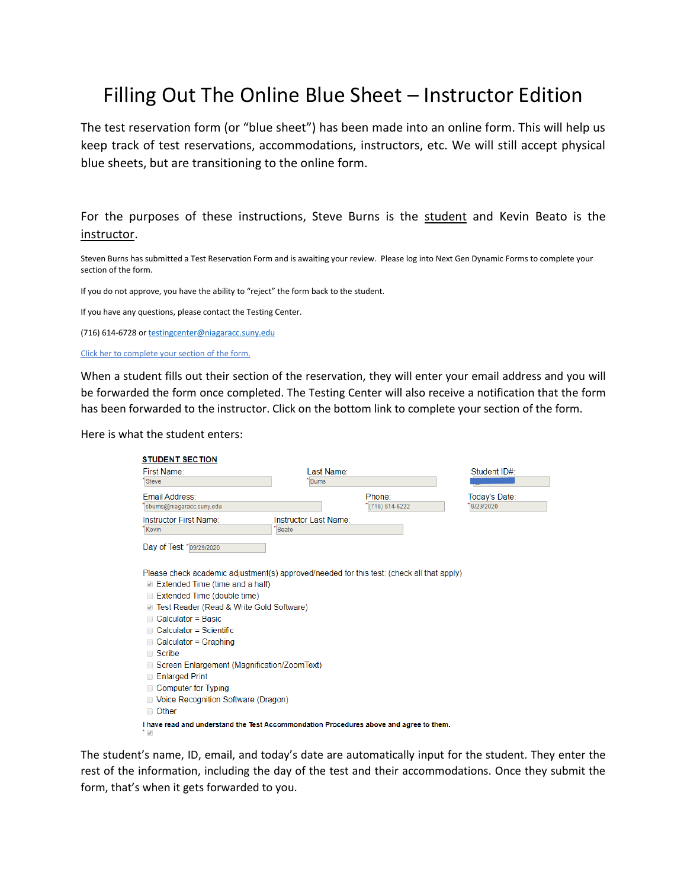# Filling Out The Online Blue Sheet – Instructor Edition

The test reservation form (or "blue sheet") has been made into an online form. This will help us keep track of test reservations, accommodations, instructors, etc. We will still accept physical blue sheets, but are transitioning to the online form.

For the purposes of these instructions, Steve Burns is the <u>student</u> and Kevin Beato is the <u>instructor</u>.

Steven Burns has submitted a Test Reservation Form and is awaiting your review. Please log into Next Gen Dynamic Forms to complete your section of the form.

If you do not approve, you have the ability to "reject" the form back to the student.

If you have any questions, please contact the Testing Center.

(716) 614-6728 or testingcenter@niagaracc.suny.edu

Click her to complete your section of the form.

When a student fills out their section of the reservation, they will enter your email address and you will be forwarded the form once completed. The Testing Center will also receive a notification that the form has been forwarded to the instructor. Click on the bottom link to complete your section of the form.

Here is what the student enters:

**STUDENT SECTION**

First Name: Steve
Last Name: Burns
Student ID#:

Email Address: sburns@niagaracc.suny.edu
Phone: (716) 614-6222
Today's Date: 9/23/2020

Instructor First Name: Kevin
Instructor Last Name: Beato

Day of Test: 09/29/2020

Please check academic adjustment(s) approved/needed for this test: (check all that apply)

- [x] Extended Time (time and a half)
- [ ] Extended Time (double time)
- [x] Test Reader (Read & Write Gold Software)
- [ ] Calculator = Basic
- [ ] Calculator = Scientific
- [ ] Calculator = Graphing
- [ ] Scribe
- [ ] Screen Enlargement (Magnification/ZoomText)
- [ ] Enlarged Print
- [ ] Computer for Typing
- [ ] Voice Recognition Software (Dragon)
- [ ] Other

**I have read and understand the Test Accommondation Procedures above and agree to them.**

- [x]

The student's name, ID, email, and today's date are automatically input for the student. They enter the rest of the information, including the day of the test and their accommodations. Once they submit the form, that's when it gets forwarded to you.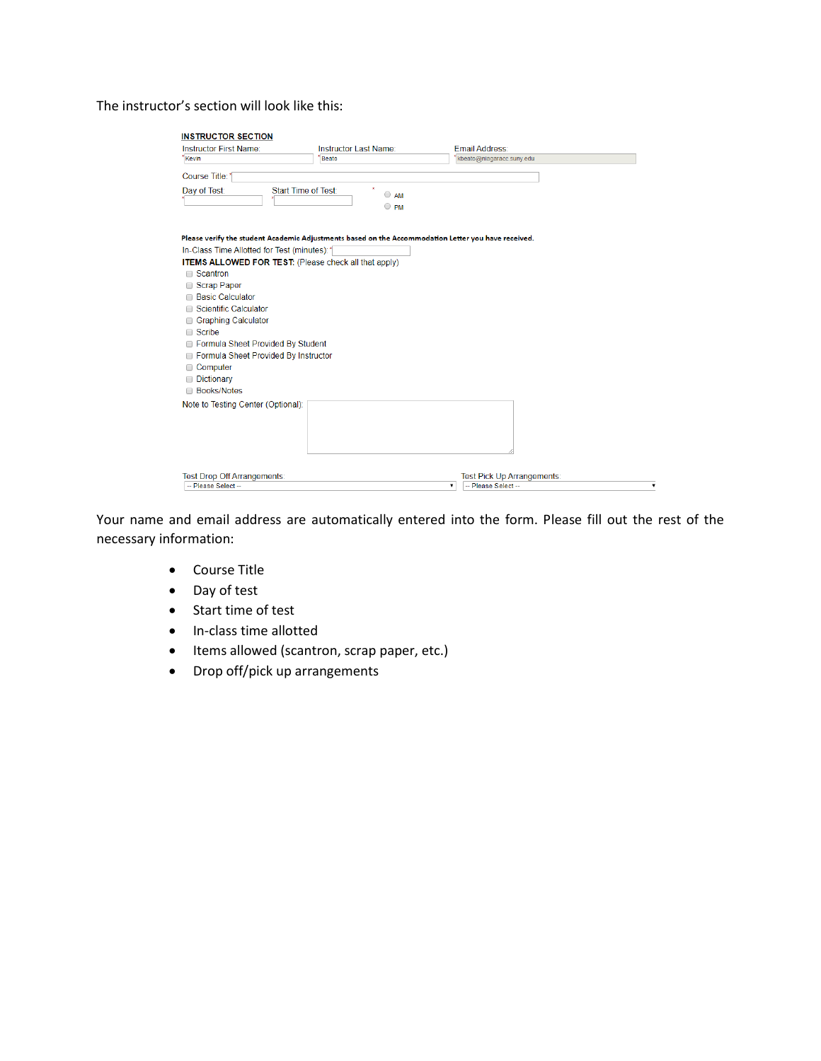The instructor's section will look like this:

**INSTRUCTOR SECTION**

Instructor First Name: * Kevin

Instructor Last Name: * Beato

Email Address: * kbeato@niagaracc.suny.edu

Course Title: *

Day of Test: *

Start Time of Test: *

* AM / PM

**Please verify the student Academic Adjustments based on the Accommodation Letter you have received.**

In-Class Time Allotted for Test (minutes): *

**ITEMS ALLOWED FOR TEST:** (Please check all that apply)

- Scantron
- Scrap Paper
- Basic Calculator
- Scientific Calculator
- Graphing Calculator
- Scribe
- Formula Sheet Provided By Student
- Formula Sheet Provided By Instructor
- Computer
- Dictionary
- Books/Notes

Note to Testing Center (Optional):

Test Drop Off Arrangements: -- Please Select --

Test Pick Up Arrangements: -- Please Select --

Your name and email address are automatically entered into the form. Please fill out the rest of the necessary information:

- Course Title
- Day of test
- Start time of test
- In-class time allotted
- Items allowed (scantron, scrap paper, etc.)
- Drop off/pick up arrangements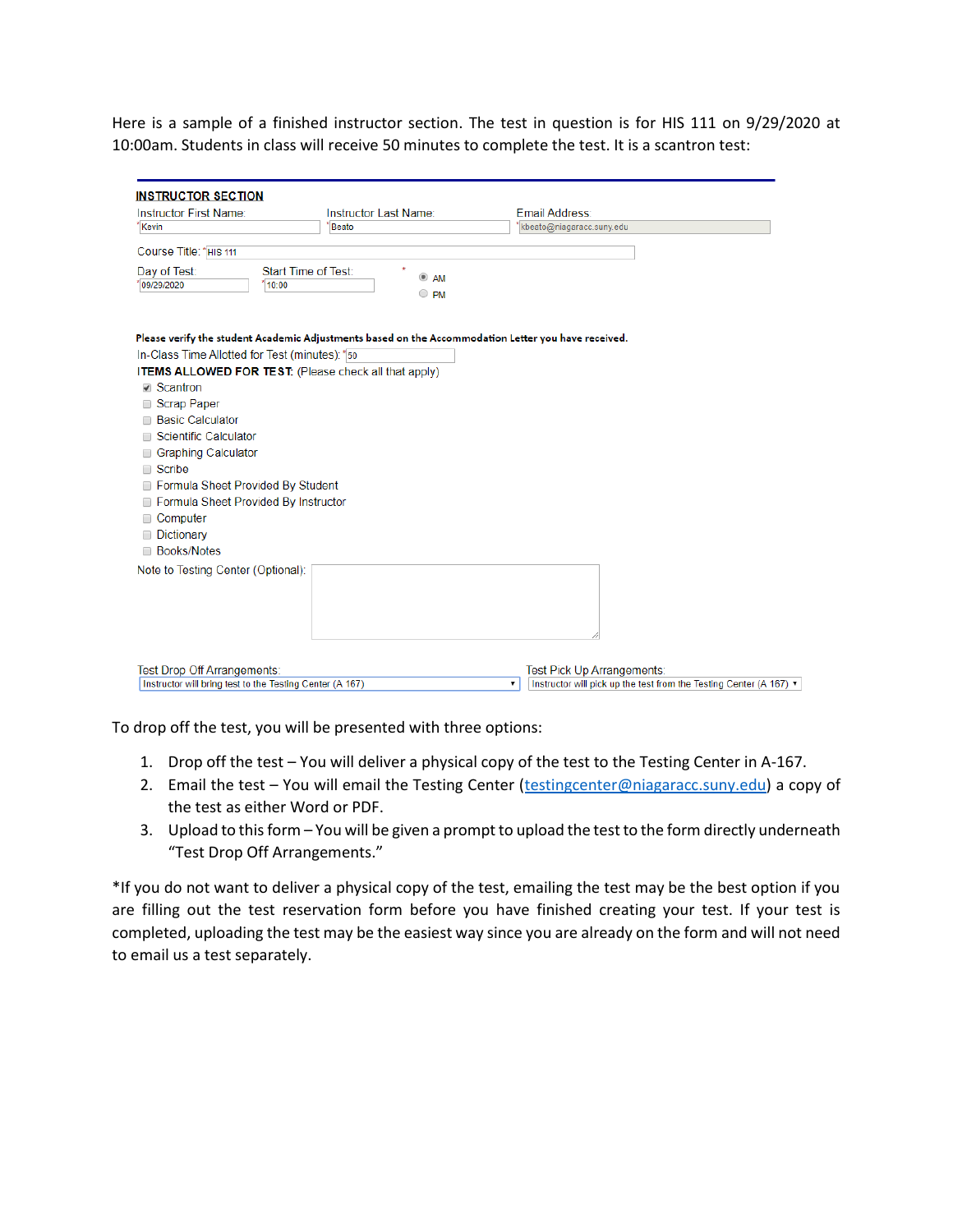Here is a sample of a finished instructor section. The test in question is for HIS 111 on 9/29/2020 at 10:00am. Students in class will receive 50 minutes to complete the test. It is a scantron test:

**INSTRUCTOR SECTION**

Instructor First Name: *Kevin

Instructor Last Name: *Beato

Email Address: *kbeato@niagaracc.suny.edu

Course Title: *HIS 111

Day of Test: *09/29/2020

Start Time of Test: *10:00 *

- (●) AM
- ( ) PM

**Please verify the student Academic Adjustments based on the Accommodation Letter you have received.**

In-Class Time Allotted for Test (minutes): *50

**ITEMS ALLOWED FOR TEST:** (Please check all that apply)

- [x] Scantron
- [ ] Scrap Paper
- [ ] Basic Calculator
- [ ] Scientific Calculator
- [ ] Graphing Calculator
- [ ] Scribe
- [ ] Formula Sheet Provided By Student
- [ ] Formula Sheet Provided By Instructor
- [ ] Computer
- [ ] Dictionary
- [ ] Books/Notes

Note to Testing Center (Optional):

Test Drop Off Arrangements: Instructor will bring test to the Testing Center (A 167)

Test Pick Up Arrangements: Instructor will pick up the test from the Testing Center (A 167)

To drop off the test, you will be presented with three options:

1. Drop off the test – You will deliver a physical copy of the test to the Testing Center in A-167.
2. Email the test – You will email the Testing Center (testingcenter@niagaracc.suny.edu) a copy of the test as either Word or PDF.
3. Upload to this form – You will be given a prompt to upload the test to the form directly underneath "Test Drop Off Arrangements."

*If you do not want to deliver a physical copy of the test, emailing the test may be the best option if you are filling out the test reservation form before you have finished creating your test. If your test is completed, uploading the test may be the easiest way since you are already on the form and will not need to email us a test separately.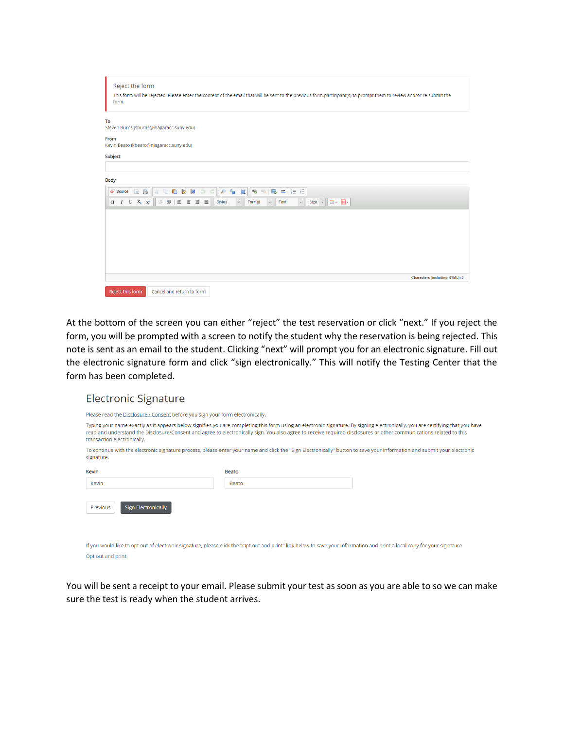Reject the form

This form will be rejected. Please enter the content of the email that will be sent to the previous form participant(s) to prompt them to review and/or re-submit the form.

To
Steven Burns (sburns@niagaracc.suny.edu)

From
Kevin Beato (kbeato@niagaracc.suny.edu)

Subject

Body

Characters (including HTML): 0

Reject this form | Cancel and return to form

At the bottom of the screen you can either "reject" the test reservation or click "next." If you reject the form, you will be prompted with a screen to notify the student why the reservation is being rejected. This note is sent as an email to the student. Clicking "next" will prompt you for an electronic signature. Fill out the electronic signature form and click "sign electronically." This will notify the Testing Center that the form has been completed.

## Electronic Signature

Please read the Disclosure / Consent before you sign your form electronically.

Typing your name exactly as it appears below signifies you are completing this form using an electronic signature. By signing electronically, you are certifying that you have read and understand the Disclosure/Consent and agree to electronically sign. You also agree to receive required disclosures or other communications related to this transaction electronically.

To continue with the electronic signature process, please enter your name and click the "Sign Electronically" button to save your information and submit your electronic signature.

Kevin: Kevin
Beato: Beato

Previous | Sign Electronically

If you would like to opt out of electronic signature, please click the "Opt out and print" link below to save your information and print a local copy for your signature.

Opt out and print

You will be sent a receipt to your email. Please submit your test as soon as you are able to so we can make sure the test is ready when the student arrives.